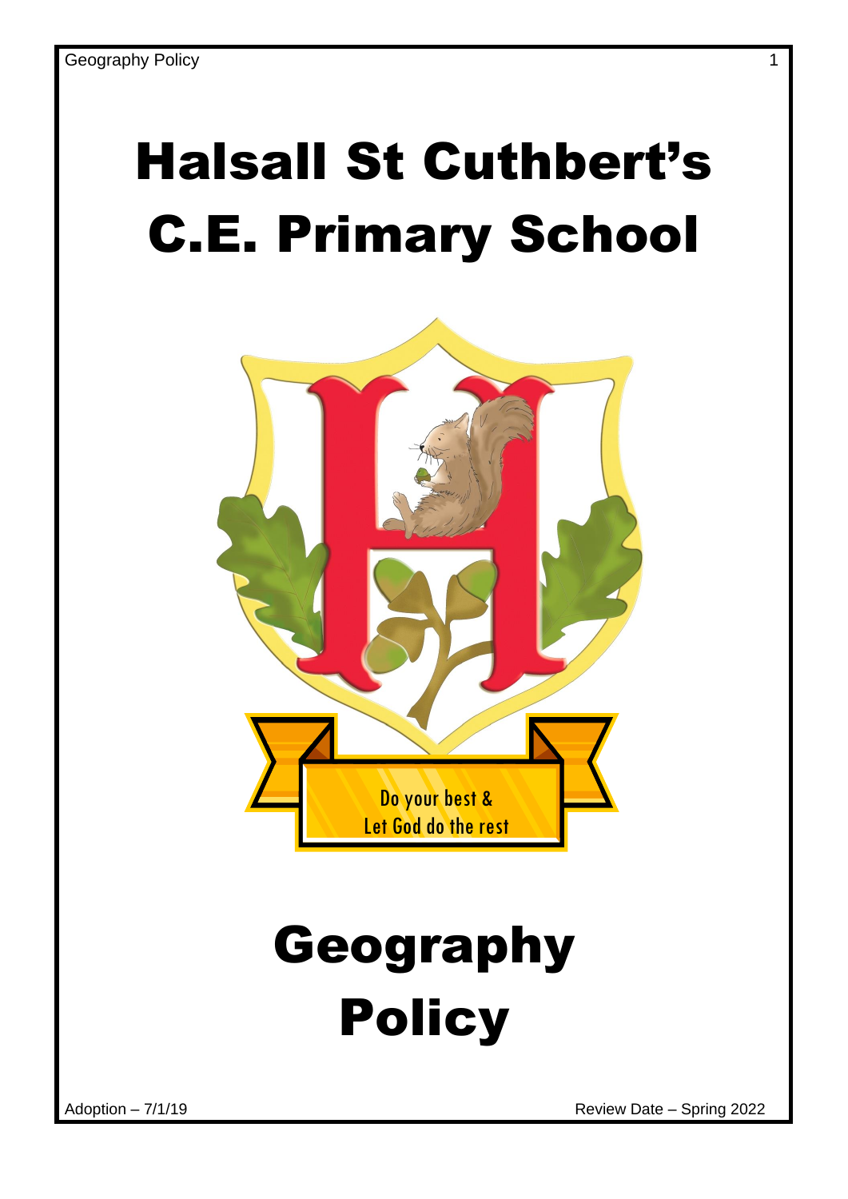# Halsall St Cuthbert's C.E. Primary School

Do your best &
Let God do the rest

# Geography Policy

Adoption – 7/1/19

Review Date – Spring 2022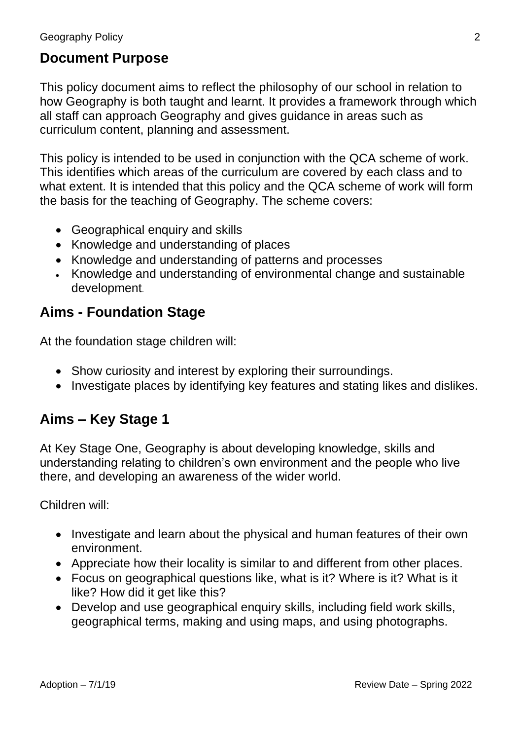## Document Purpose

This policy document aims to reflect the philosophy of our school in relation to how Geography is both taught and learnt. It provides a framework through which all staff can approach Geography and gives guidance in areas such as curriculum content, planning and assessment.

This policy is intended to be used in conjunction with the QCA scheme of work. This identifies which areas of the curriculum are covered by each class and to what extent. It is intended that this policy and the QCA scheme of work will form the basis for the teaching of Geography. The scheme covers:

- Geographical enquiry and skills
- Knowledge and understanding of places
- Knowledge and understanding of patterns and processes
- Knowledge and understanding of environmental change and sustainable development.

## Aims - Foundation Stage

At the foundation stage children will:

- Show curiosity and interest by exploring their surroundings.
- Investigate places by identifying key features and stating likes and dislikes.

## Aims – Key Stage 1

At Key Stage One, Geography is about developing knowledge, skills and understanding relating to children's own environment and the people who live there, and developing an awareness of the wider world.

Children will:

- Investigate and learn about the physical and human features of their own environment.
- Appreciate how their locality is similar to and different from other places.
- Focus on geographical questions like, what is it? Where is it? What is it like? How did it get like this?
- Develop and use geographical enquiry skills, including field work skills, geographical terms, making and using maps, and using photographs.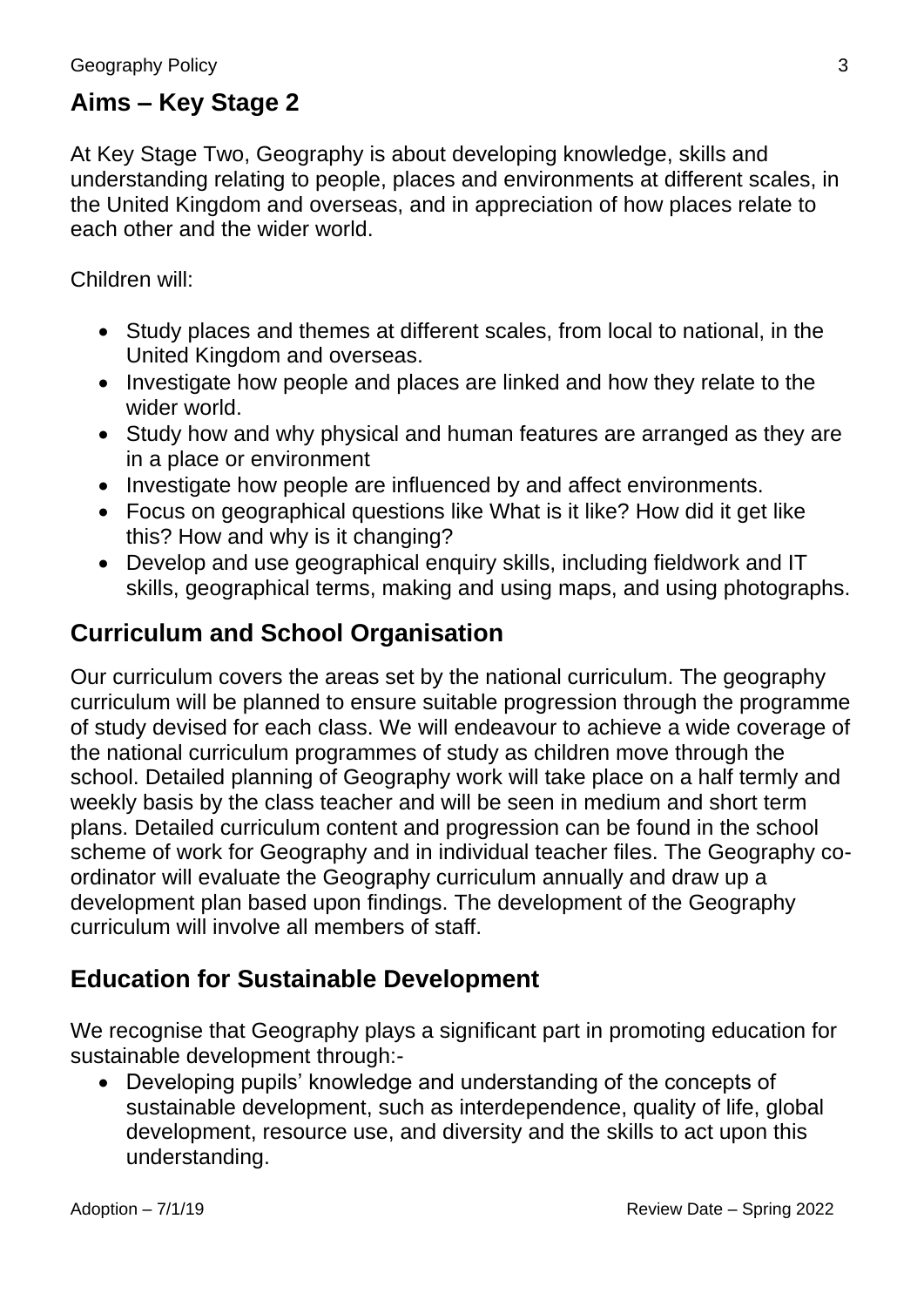## Aims – Key Stage 2

At Key Stage Two, Geography is about developing knowledge, skills and understanding relating to people, places and environments at different scales, in the United Kingdom and overseas, and in appreciation of how places relate to each other and the wider world.

Children will:

- Study places and themes at different scales, from local to national, in the United Kingdom and overseas.
- Investigate how people and places are linked and how they relate to the wider world.
- Study how and why physical and human features are arranged as they are in a place or environment
- Investigate how people are influenced by and affect environments.
- Focus on geographical questions like What is it like? How did it get like this? How and why is it changing?
- Develop and use geographical enquiry skills, including fieldwork and IT skills, geographical terms, making and using maps, and using photographs.

## Curriculum and School Organisation

Our curriculum covers the areas set by the national curriculum. The geography curriculum will be planned to ensure suitable progression through the programme of study devised for each class. We will endeavour to achieve a wide coverage of the national curriculum programmes of study as children move through the school. Detailed planning of Geography work will take place on a half termly and weekly basis by the class teacher and will be seen in medium and short term plans. Detailed curriculum content and progression can be found in the school scheme of work for Geography and in individual teacher files. The Geography co-ordinator will evaluate the Geography curriculum annually and draw up a development plan based upon findings. The development of the Geography curriculum will involve all members of staff.

## Education for Sustainable Development

We recognise that Geography plays a significant part in promoting education for sustainable development through:-

- Developing pupils' knowledge and understanding of the concepts of sustainable development, such as interdependence, quality of life, global development, resource use, and diversity and the skills to act upon this understanding.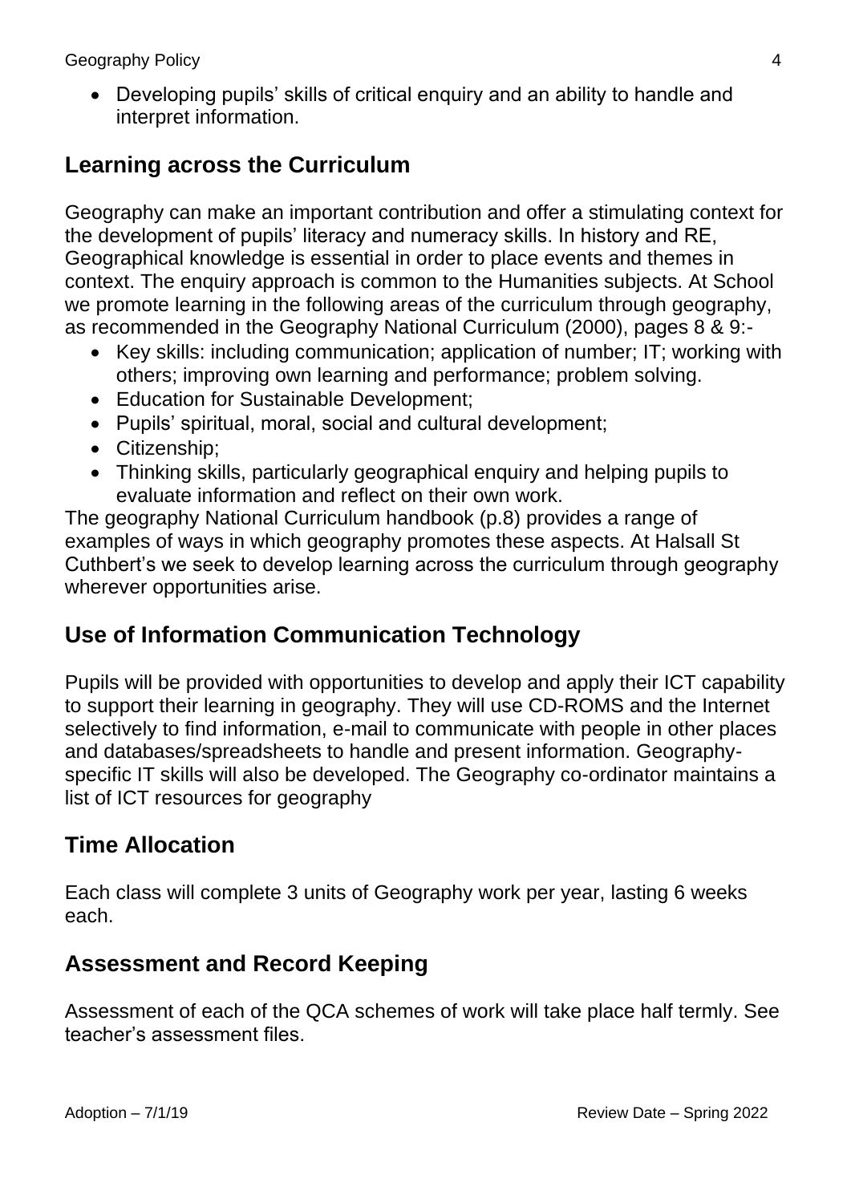- Developing pupils' skills of critical enquiry and an ability to handle and interpret information.

## Learning across the Curriculum

Geography can make an important contribution and offer a stimulating context for the development of pupils' literacy and numeracy skills. In history and RE, Geographical knowledge is essential in order to place events and themes in context. The enquiry approach is common to the Humanities subjects. At School we promote learning in the following areas of the curriculum through geography, as recommended in the Geography National Curriculum (2000), pages 8 & 9:-

- Key skills: including communication; application of number; IT; working with others; improving own learning and performance; problem solving.
- Education for Sustainable Development;
- Pupils' spiritual, moral, social and cultural development;
- Citizenship;
- Thinking skills, particularly geographical enquiry and helping pupils to evaluate information and reflect on their own work.

The geography National Curriculum handbook (p.8) provides a range of examples of ways in which geography promotes these aspects. At Halsall St Cuthbert's we seek to develop learning across the curriculum through geography wherever opportunities arise.

## Use of Information Communication Technology

Pupils will be provided with opportunities to develop and apply their ICT capability to support their learning in geography. They will use CD-ROMS and the Internet selectively to find information, e-mail to communicate with people in other places and databases/spreadsheets to handle and present information. Geography-specific IT skills will also be developed. The Geography co-ordinator maintains a list of ICT resources for geography

## Time Allocation

Each class will complete 3 units of Geography work per year, lasting 6 weeks each.

## Assessment and Record Keeping

Assessment of each of the QCA schemes of work will take place half termly. See teacher's assessment files.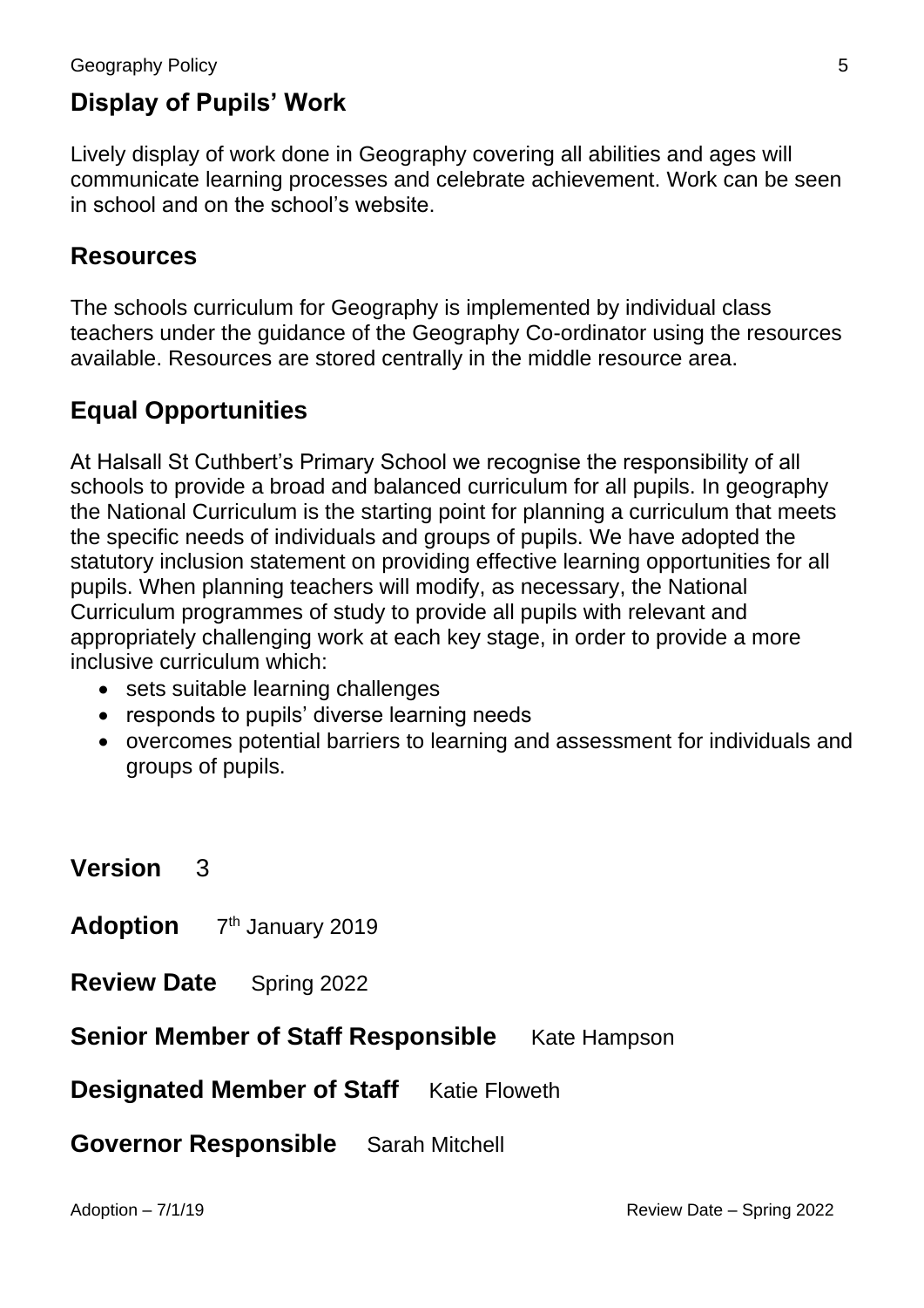## Display of Pupils' Work

Lively display of work done in Geography covering all abilities and ages will communicate learning processes and celebrate achievement. Work can be seen in school and on the school's website.

## Resources

The schools curriculum for Geography is implemented by individual class teachers under the guidance of the Geography Co-ordinator using the resources available. Resources are stored centrally in the middle resource area.

## Equal Opportunities

At Halsall St Cuthbert's Primary School we recognise the responsibility of all schools to provide a broad and balanced curriculum for all pupils. In geography the National Curriculum is the starting point for planning a curriculum that meets the specific needs of individuals and groups of pupils. We have adopted the statutory inclusion statement on providing effective learning opportunities for all pupils. When planning teachers will modify, as necessary, the National Curriculum programmes of study to provide all pupils with relevant and appropriately challenging work at each key stage, in order to provide a more inclusive curriculum which:

- sets suitable learning challenges
- responds to pupils' diverse learning needs
- overcomes potential barriers to learning and assessment for individuals and groups of pupils.

**Version** 3

**Adoption** 7th January 2019

**Review Date** Spring 2022

**Senior Member of Staff Responsible** Kate Hampson

**Designated Member of Staff** Katie Floweth

**Governor Responsible** Sarah Mitchell